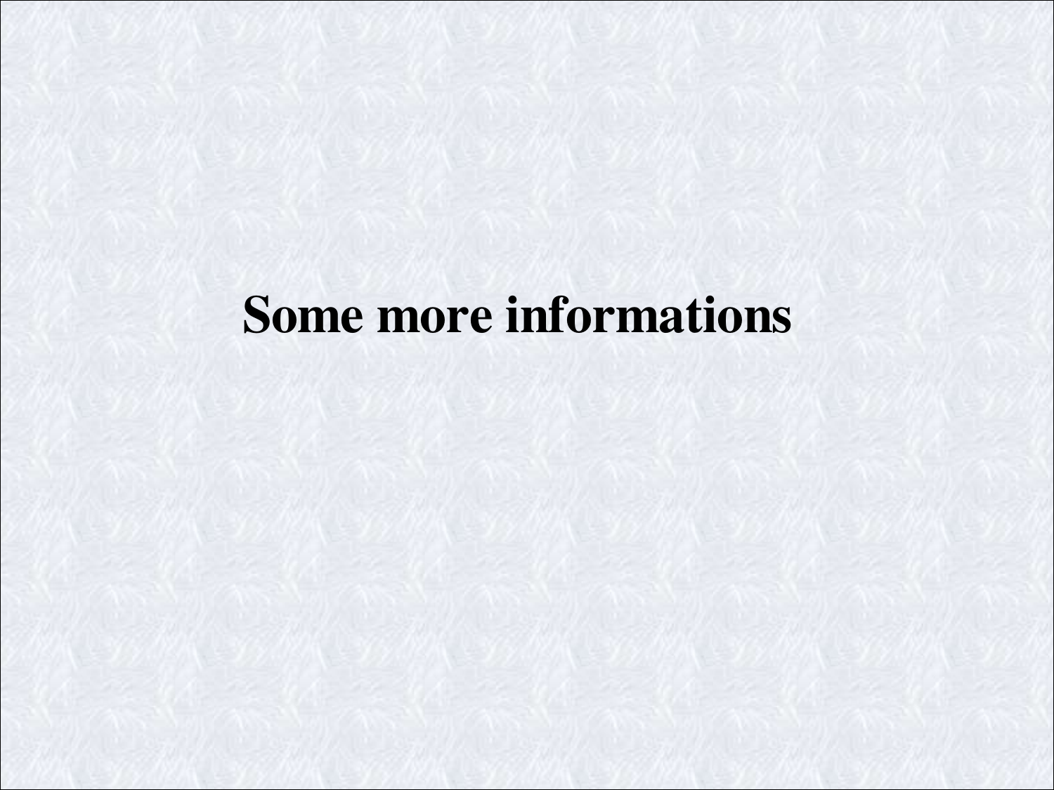# Some more informations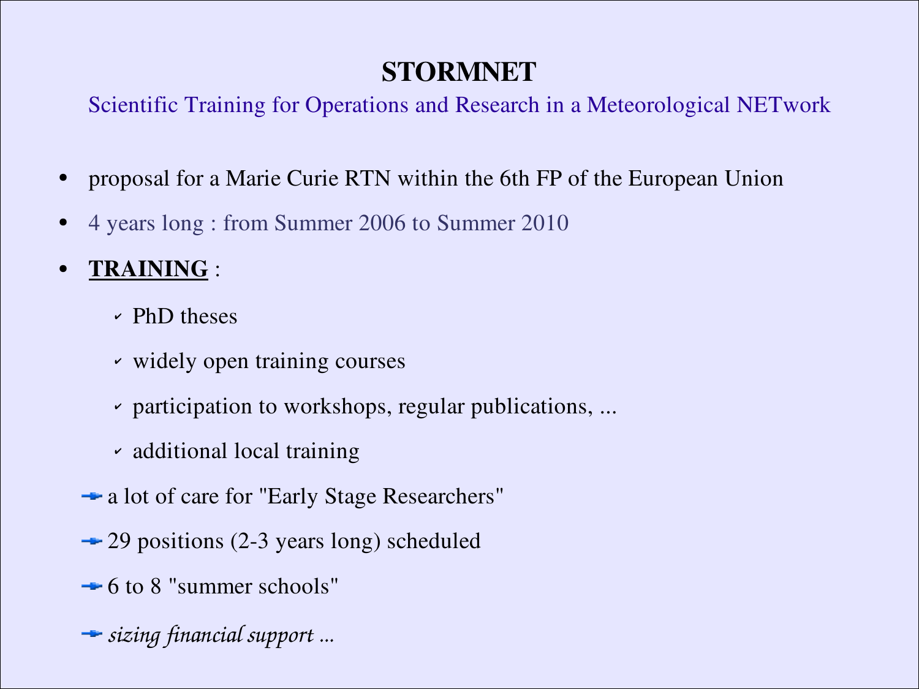# STORMNET

Scientific Training for Operations and Research in a Meteorological NETwork

- proposal for a Marie Curie RTN within the 6th FP of the European Union
- 4 years long : from Summer 2006 to Summer 2010
- **TRAINING** :
  - PhD theses
  - widely open training courses
  - participation to workshops, regular publications, ...
  - additional local training

→ a lot of care for "Early Stage Researchers"

→ 29 positions (2-3 years long) scheduled

→ 6 to 8 "summer schools"

→ *sizing financial support ...*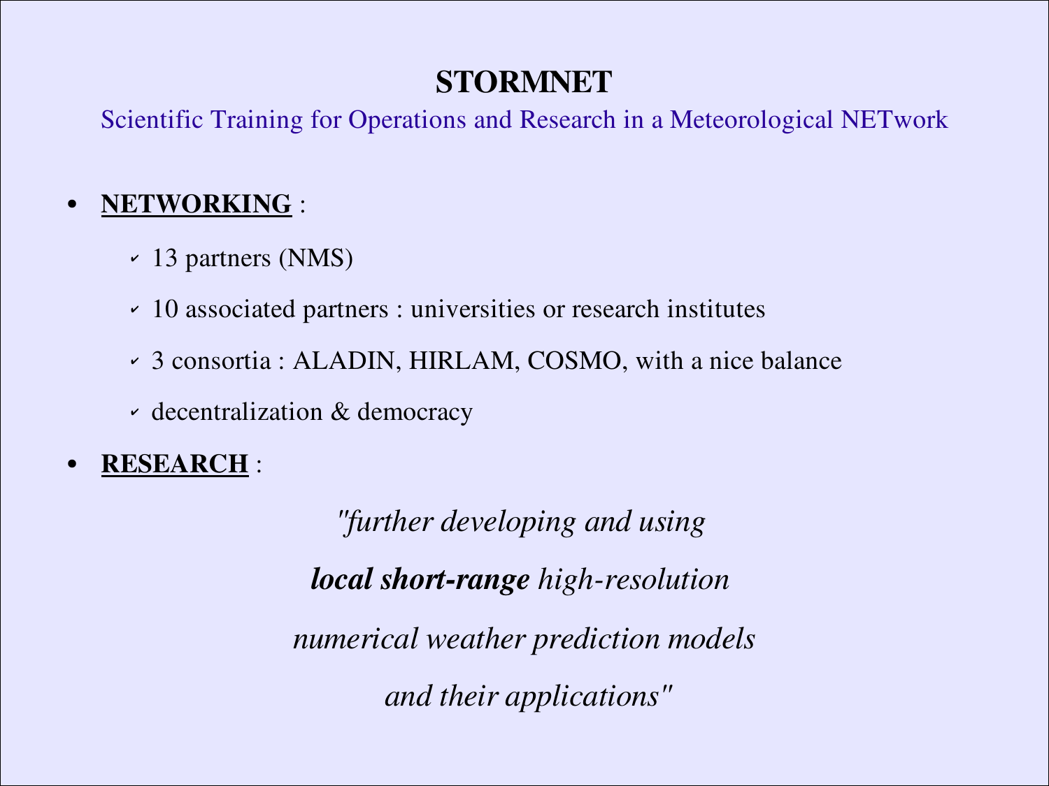# STORMNET

Scientific Training for Operations and Research in a Meteorological NETwork

- **NETWORKING** :
  - 13 partners (NMS)
  - 10 associated partners : universities or research institutes
  - 3 consortia : ALADIN, HIRLAM, COSMO, with a nice balance
  - decentralization & democracy
- **RESEARCH** :

*"further developing and using*

***local short-range** high-resolution*

*numerical weather prediction models*

*and their applications"*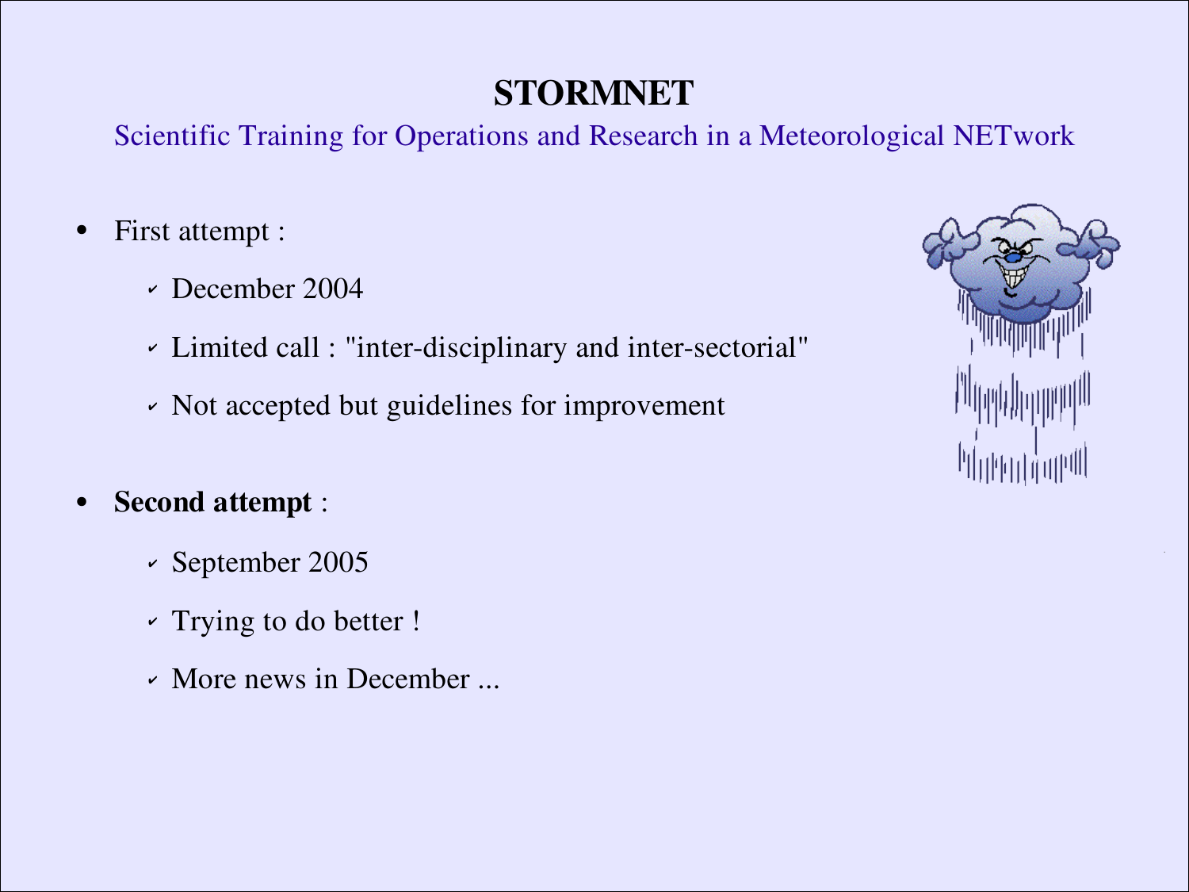# STORMNET

Scientific Training for Operations and Research in a Meteorological NETwork

- First attempt :
  - December 2004
  - Limited call : "inter-disciplinary and inter-sectorial"
  - Not accepted but guidelines for improvement

- **Second attempt** :
  - September 2005
  - Trying to do better !
  - More news in December ...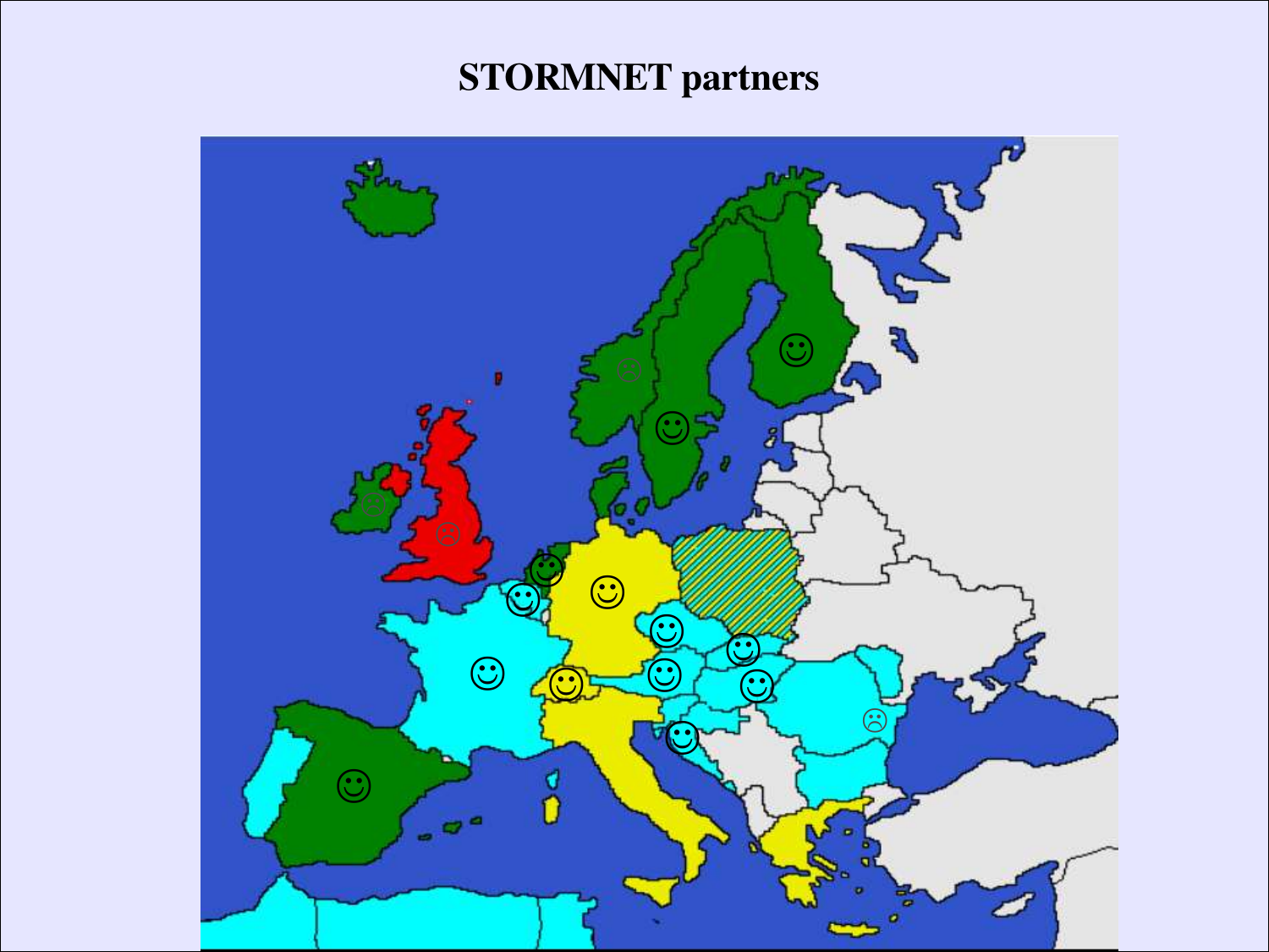# STORMNET partners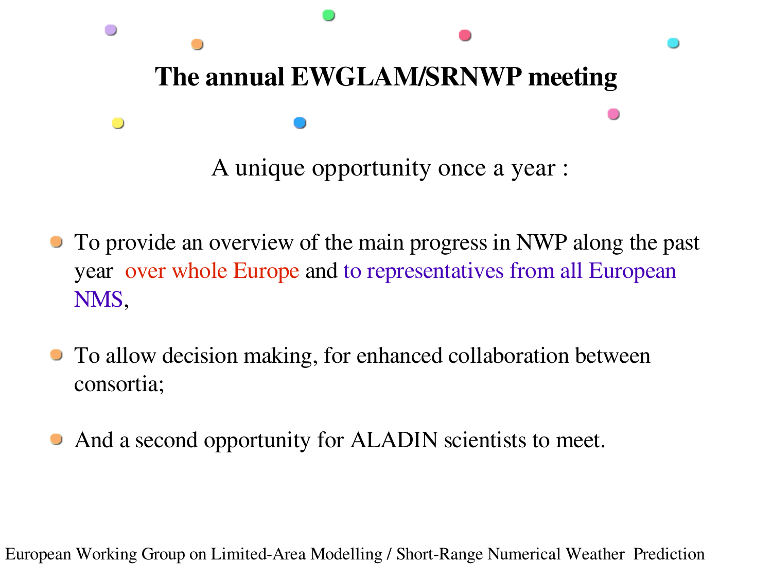# The annual EWGLAM/SRNWP meeting

A unique opportunity once a year :

- To provide an overview of the main progress in NWP along the past year over whole Europe and to representatives from all European NMS,
- To allow decision making, for enhanced collaboration between consortia;
- And a second opportunity for ALADIN scientists to meet.

European Working Group on Limited-Area Modelling / Short-Range Numerical Weather Prediction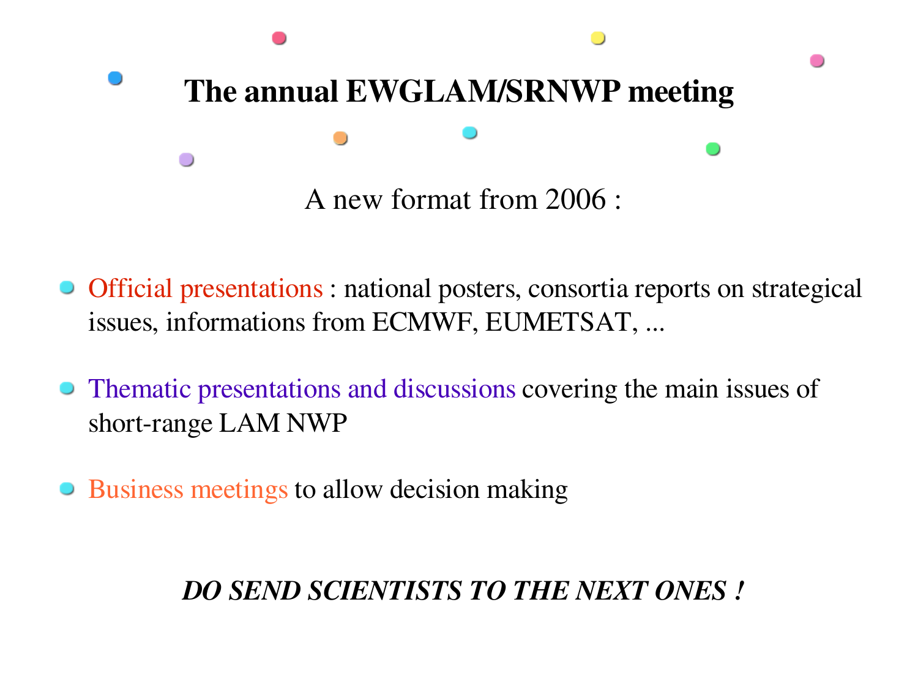# The annual EWGLAM/SRNWP meeting

A new format from 2006 :

- Official presentations : national posters, consortia reports on strategical issues, informations from ECMWF, EUMETSAT, ...
- Thematic presentations and discussions covering the main issues of short-range LAM NWP
- Business meetings to allow decision making

***DO SEND SCIENTISTS TO THE NEXT ONES !***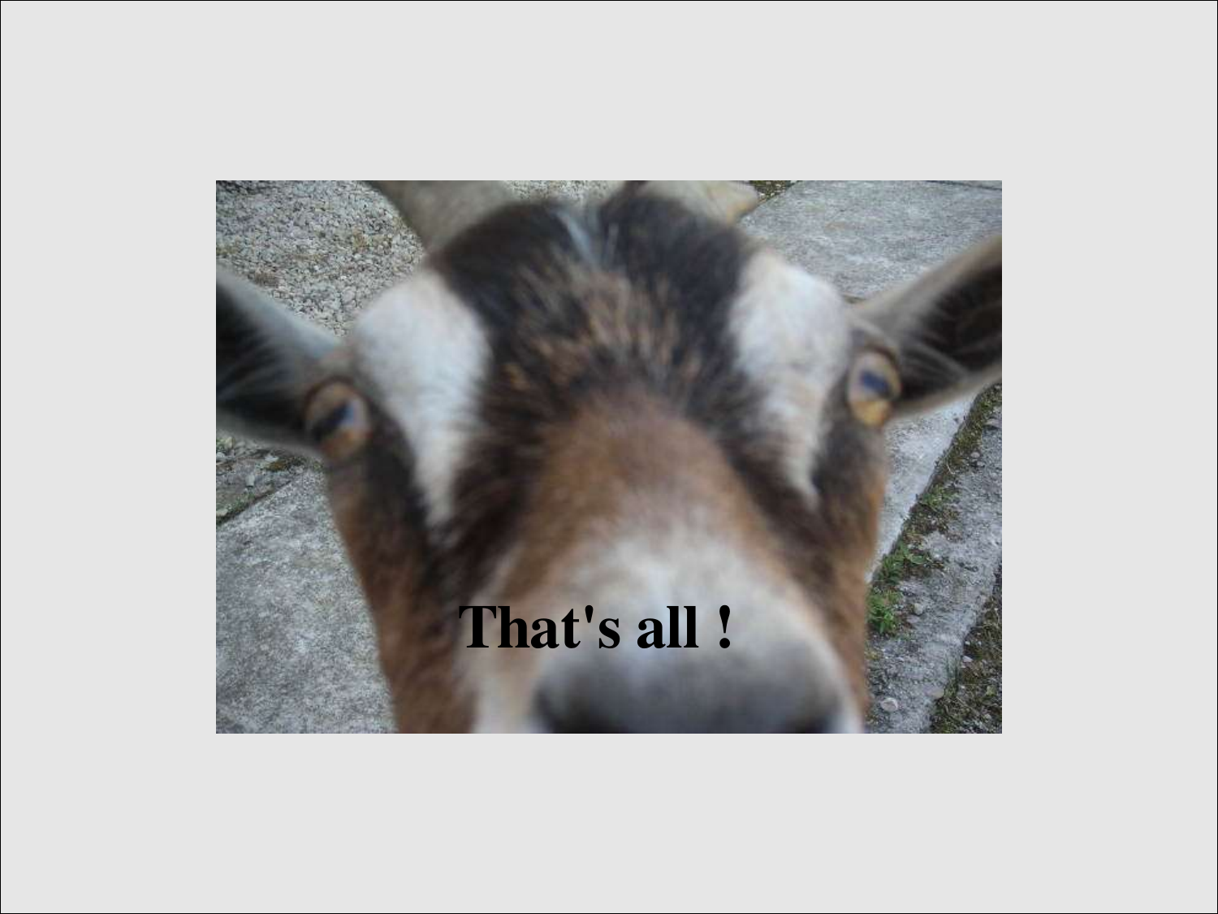That's all !